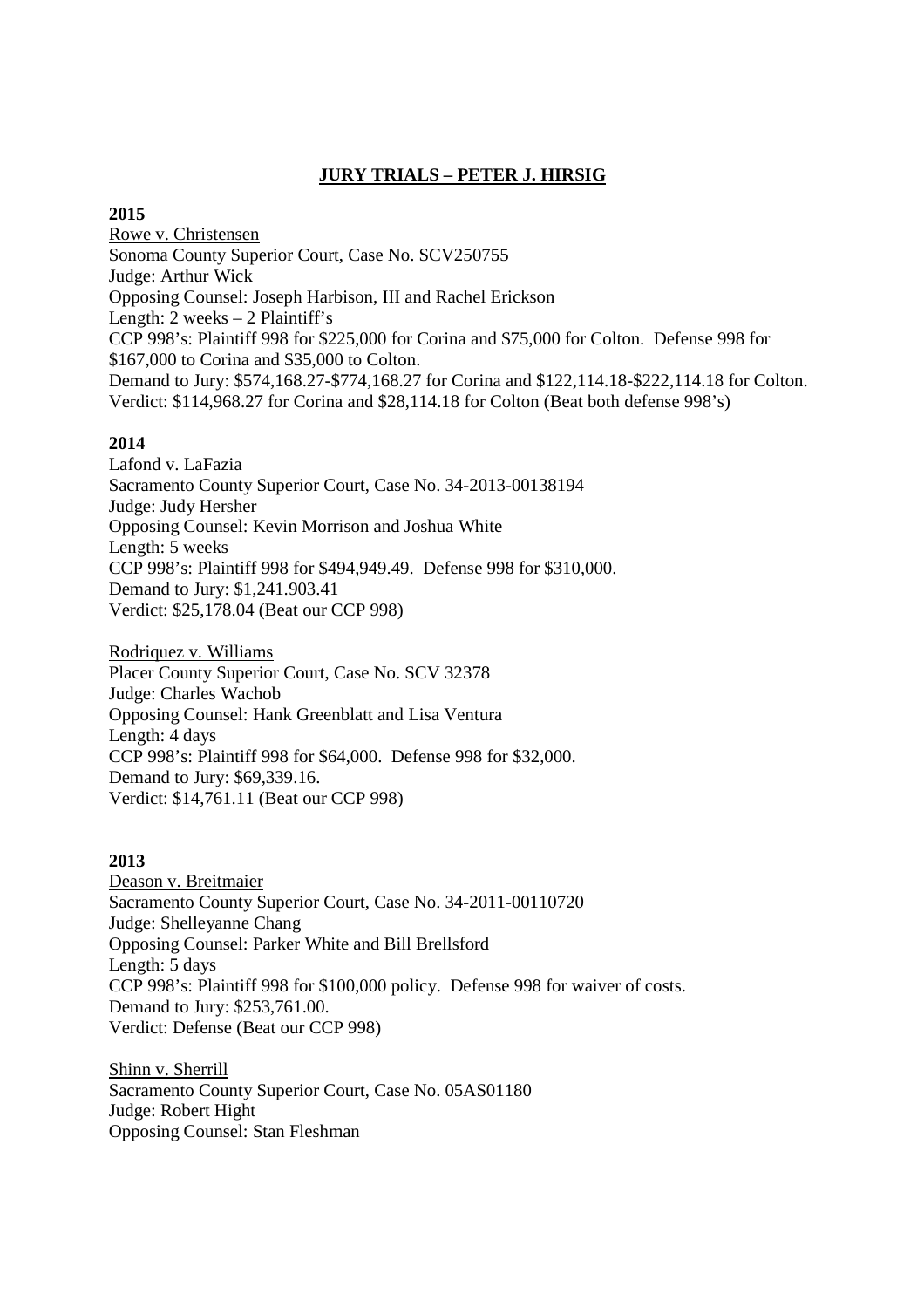# **JURY TRIALS – PETER J. HIRSIG**

**2015**

Rowe v. Christensen
Sonoma County Superior Court, Case No. SCV250755
Judge: Arthur Wick
Opposing Counsel: Joseph Harbison, III and Rachel Erickson
Length: 2 weeks – 2 Plaintiff's
CCP 998's: Plaintiff 998 for $225,000 for Corina and $75,000 for Colton. Defense 998 for $167,000 to Corina and $35,000 to Colton.
Demand to Jury: $574,168.27-$774,168.27 for Corina and $122,114.18-$222,114.18 for Colton.
Verdict: $114,968.27 for Corina and $28,114.18 for Colton (Beat both defense 998's)

**2014**

Lafond v. LaFazia
Sacramento County Superior Court, Case No. 34-2013-00138194
Judge: Judy Hersher
Opposing Counsel: Kevin Morrison and Joshua White
Length: 5 weeks
CCP 998's: Plaintiff 998 for $494,949.49. Defense 998 for $310,000.
Demand to Jury: $1,241.903.41
Verdict: $25,178.04 (Beat our CCP 998)

Rodriquez v. Williams
Placer County Superior Court, Case No. SCV 32378
Judge: Charles Wachob
Opposing Counsel: Hank Greenblatt and Lisa Ventura
Length: 4 days
CCP 998's: Plaintiff 998 for $64,000. Defense 998 for $32,000.
Demand to Jury: $69,339.16.
Verdict: $14,761.11 (Beat our CCP 998)

**2013**

Deason v. Breitmaier
Sacramento County Superior Court, Case No. 34-2011-00110720
Judge: Shelleyanne Chang
Opposing Counsel: Parker White and Bill Brellsford
Length: 5 days
CCP 998's: Plaintiff 998 for $100,000 policy. Defense 998 for waiver of costs.
Demand to Jury: $253,761.00.
Verdict: Defense (Beat our CCP 998)

Shinn v. Sherrill
Sacramento County Superior Court, Case No. 05AS01180
Judge: Robert Hight
Opposing Counsel: Stan Fleshman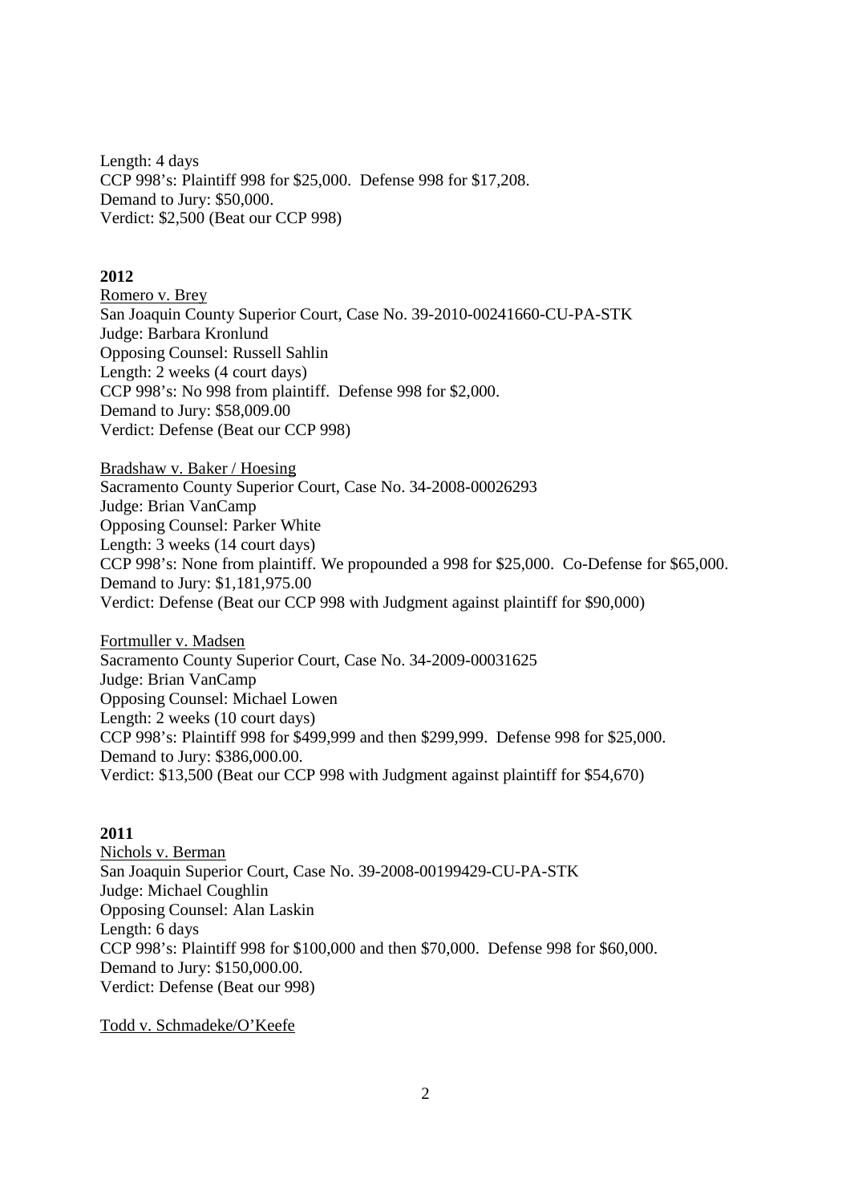Length: 4 days
CCP 998's: Plaintiff 998 for $25,000. Defense 998 for $17,208.
Demand to Jury: $50,000.
Verdict: $2,500 (Beat our CCP 998)

**2012**

Romero v. Brey
San Joaquin County Superior Court, Case No. 39-2010-00241660-CU-PA-STK
Judge: Barbara Kronlund
Opposing Counsel: Russell Sahlin
Length: 2 weeks (4 court days)
CCP 998's: No 998 from plaintiff. Defense 998 for $2,000.
Demand to Jury: $58,009.00
Verdict: Defense (Beat our CCP 998)

Bradshaw v. Baker / Hoesing
Sacramento County Superior Court, Case No. 34-2008-00026293
Judge: Brian VanCamp
Opposing Counsel: Parker White
Length: 3 weeks (14 court days)
CCP 998's: None from plaintiff. We propounded a 998 for $25,000. Co-Defense for $65,000.
Demand to Jury: $1,181,975.00
Verdict: Defense (Beat our CCP 998 with Judgment against plaintiff for $90,000)

Fortmuller v. Madsen
Sacramento County Superior Court, Case No. 34-2009-00031625
Judge: Brian VanCamp
Opposing Counsel: Michael Lowen
Length: 2 weeks (10 court days)
CCP 998's: Plaintiff 998 for $499,999 and then $299,999. Defense 998 for $25,000.
Demand to Jury: $386,000.00.
Verdict: $13,500 (Beat our CCP 998 with Judgment against plaintiff for $54,670)

**2011**

Nichols v. Berman
San Joaquin Superior Court, Case No. 39-2008-00199429-CU-PA-STK
Judge: Michael Coughlin
Opposing Counsel: Alan Laskin
Length: 6 days
CCP 998's: Plaintiff 998 for $100,000 and then $70,000. Defense 998 for $60,000.
Demand to Jury: $150,000.00.
Verdict: Defense (Beat our 998)

Todd v. Schmadeke/O'Keefe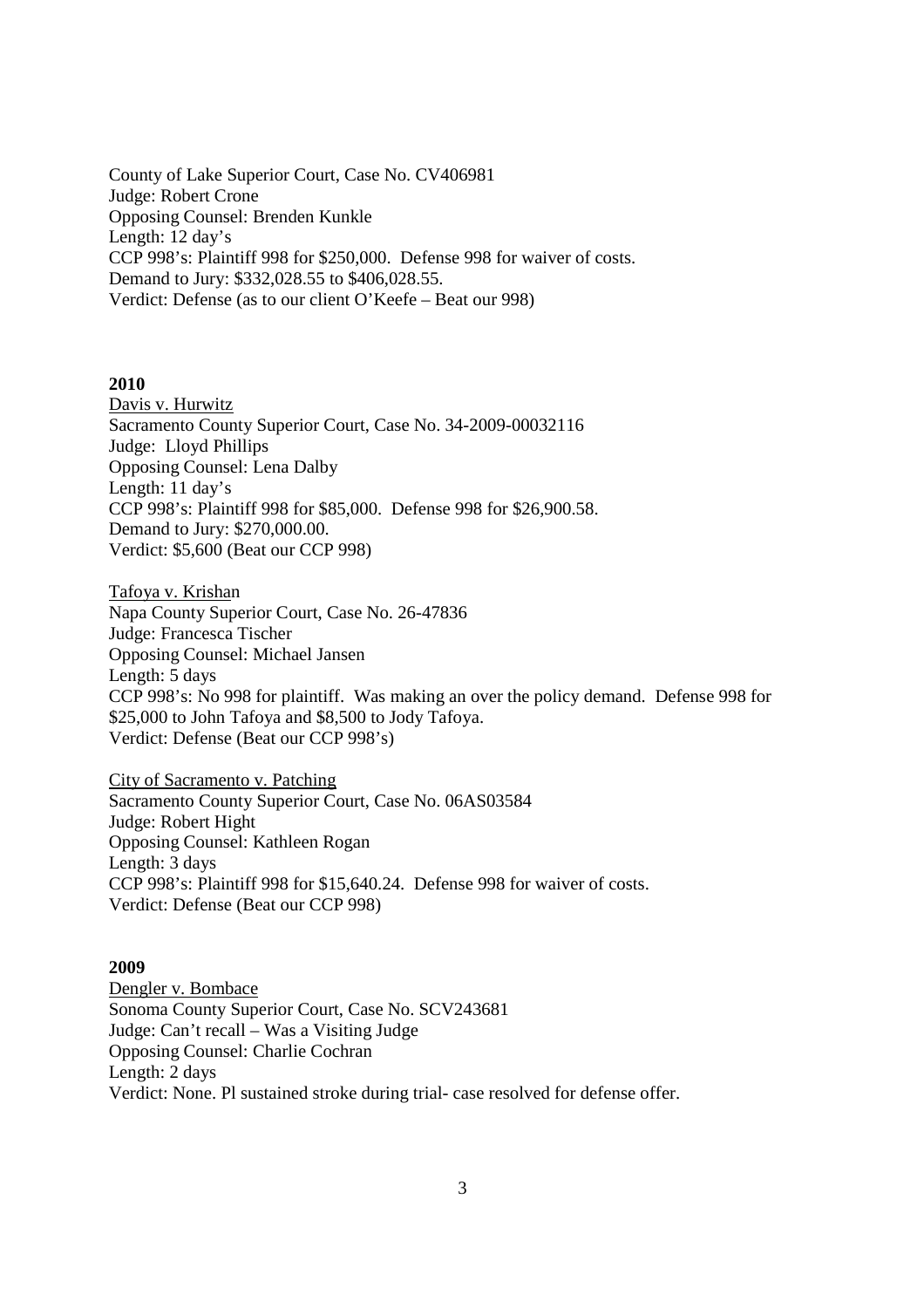County of Lake Superior Court, Case No. CV406981
Judge: Robert Crone
Opposing Counsel: Brenden Kunkle
Length: 12 day's
CCP 998's: Plaintiff 998 for $250,000. Defense 998 for waiver of costs.
Demand to Jury: $332,028.55 to $406,028.55.
Verdict: Defense (as to our client O'Keefe – Beat our 998)

**2010**

Davis v. Hurwitz
Sacramento County Superior Court, Case No. 34-2009-00032116
Judge: Lloyd Phillips
Opposing Counsel: Lena Dalby
Length: 11 day's
CCP 998's: Plaintiff 998 for $85,000. Defense 998 for $26,900.58.
Demand to Jury: $270,000.00.
Verdict: $5,600 (Beat our CCP 998)

Tafoya v. Krishan
Napa County Superior Court, Case No. 26-47836
Judge: Francesca Tischer
Opposing Counsel: Michael Jansen
Length: 5 days
CCP 998's: No 998 for plaintiff. Was making an over the policy demand. Defense 998 for $25,000 to John Tafoya and $8,500 to Jody Tafoya.
Verdict: Defense (Beat our CCP 998's)

City of Sacramento v. Patching
Sacramento County Superior Court, Case No. 06AS03584
Judge: Robert Hight
Opposing Counsel: Kathleen Rogan
Length: 3 days
CCP 998's: Plaintiff 998 for $15,640.24. Defense 998 for waiver of costs.
Verdict: Defense (Beat our CCP 998)

**2009**

Dengler v. Bombace
Sonoma County Superior Court, Case No. SCV243681
Judge: Can't recall – Was a Visiting Judge
Opposing Counsel: Charlie Cochran
Length: 2 days
Verdict: None. Pl sustained stroke during trial- case resolved for defense offer.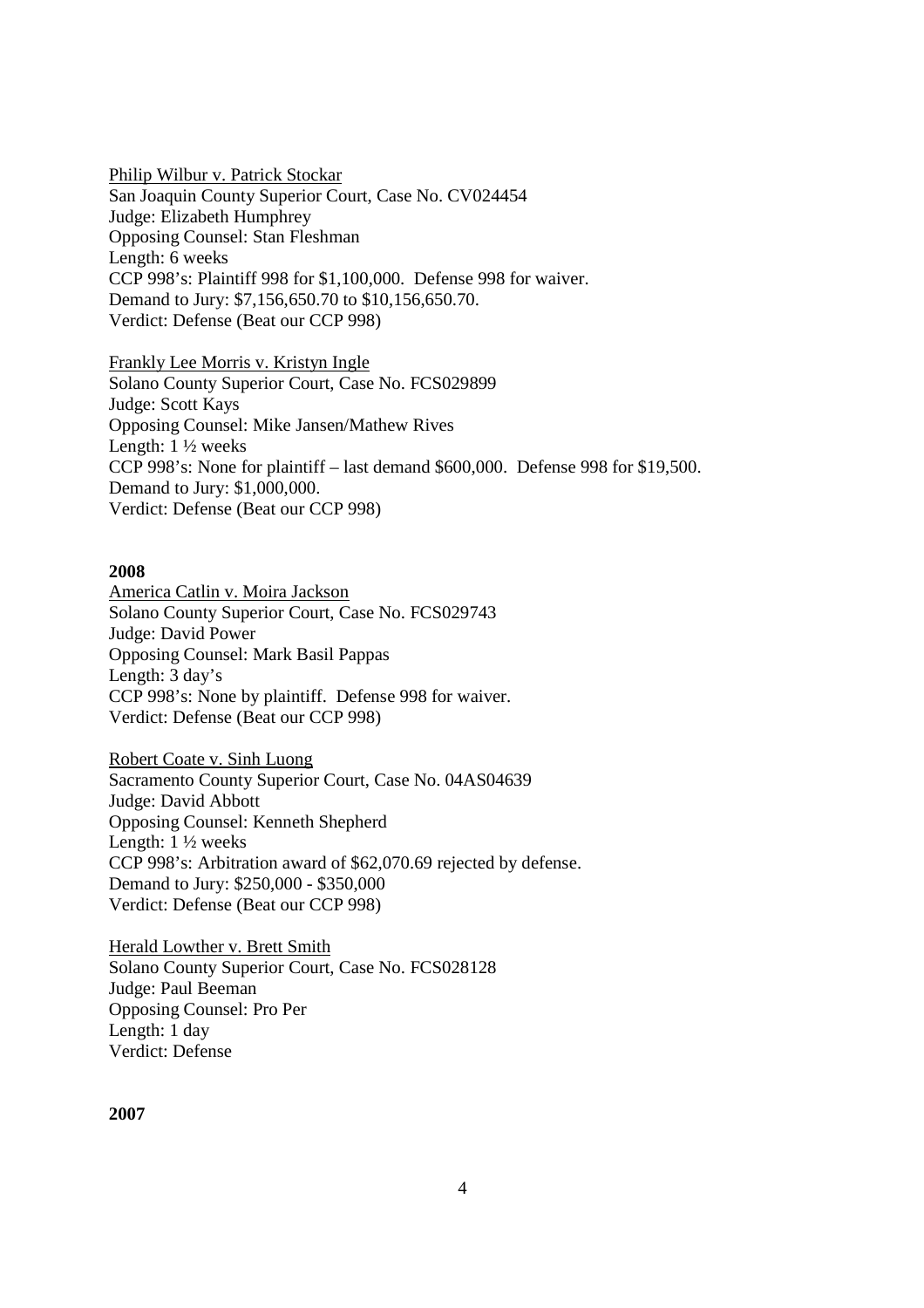Philip Wilbur v. Patrick Stockar
San Joaquin County Superior Court, Case No. CV024454
Judge: Elizabeth Humphrey
Opposing Counsel: Stan Fleshman
Length: 6 weeks
CCP 998's: Plaintiff 998 for $1,100,000. Defense 998 for waiver.
Demand to Jury: $7,156,650.70 to $10,156,650.70.
Verdict: Defense (Beat our CCP 998)

Frankly Lee Morris v. Kristyn Ingle
Solano County Superior Court, Case No. FCS029899
Judge: Scott Kays
Opposing Counsel: Mike Jansen/Mathew Rives
Length: 1 ½ weeks
CCP 998's: None for plaintiff – last demand $600,000. Defense 998 for $19,500.
Demand to Jury: $1,000,000.
Verdict: Defense (Beat our CCP 998)

**2008**

America Catlin v. Moira Jackson
Solano County Superior Court, Case No. FCS029743
Judge: David Power
Opposing Counsel: Mark Basil Pappas
Length: 3 day's
CCP 998's: None by plaintiff. Defense 998 for waiver.
Verdict: Defense (Beat our CCP 998)

Robert Coate v. Sinh Luong
Sacramento County Superior Court, Case No. 04AS04639
Judge: David Abbott
Opposing Counsel: Kenneth Shepherd
Length: 1 ½ weeks
CCP 998's: Arbitration award of $62,070.69 rejected by defense.
Demand to Jury: $250,000 - $350,000
Verdict: Defense (Beat our CCP 998)

Herald Lowther v. Brett Smith
Solano County Superior Court, Case No. FCS028128
Judge: Paul Beeman
Opposing Counsel: Pro Per
Length: 1 day
Verdict: Defense

**2007**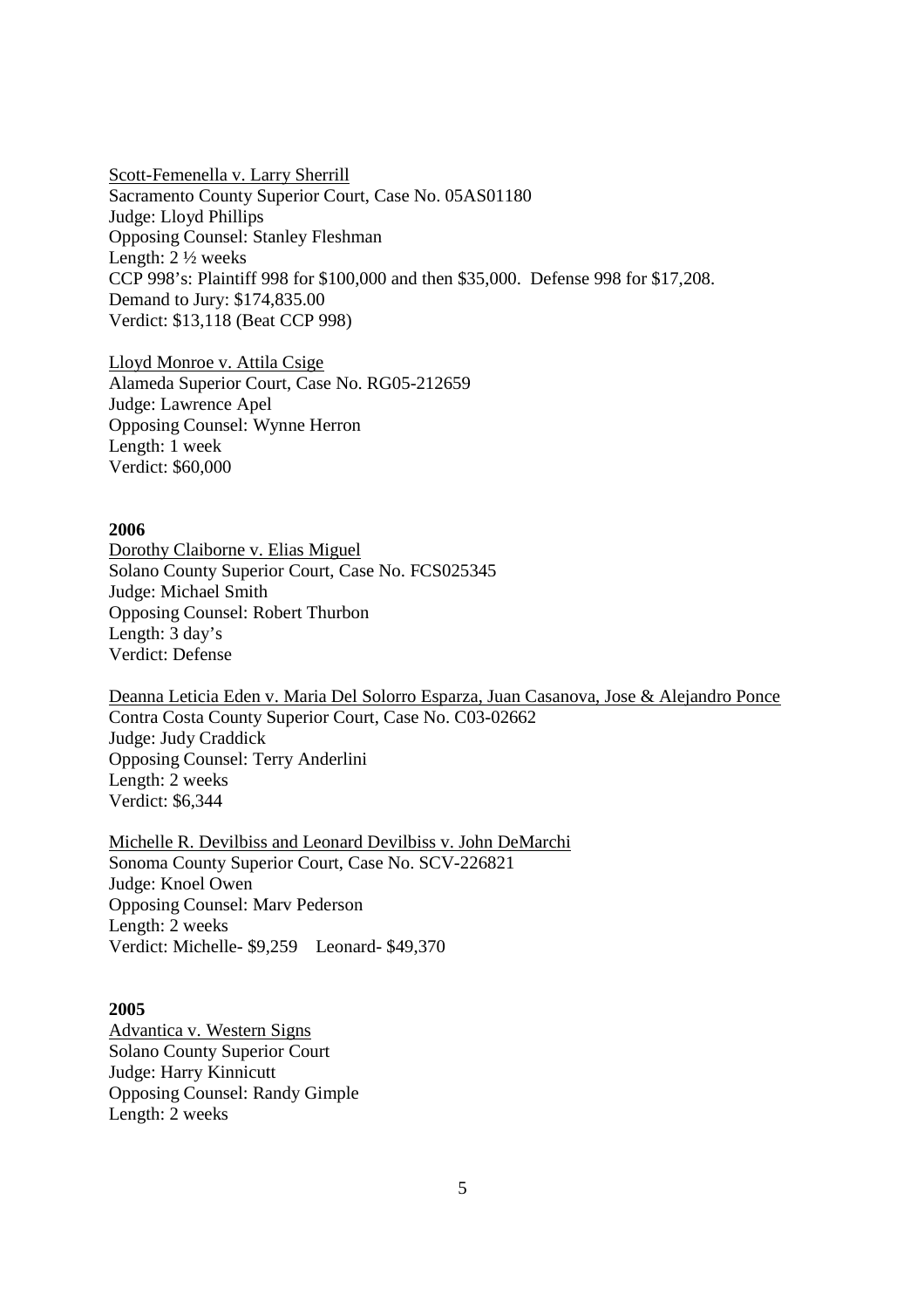Scott-Femenella v. Larry Sherrill
Sacramento County Superior Court, Case No. 05AS01180
Judge: Lloyd Phillips
Opposing Counsel: Stanley Fleshman
Length: 2 ½ weeks
CCP 998's: Plaintiff 998 for $100,000 and then $35,000. Defense 998 for $17,208.
Demand to Jury: $174,835.00
Verdict: $13,118 (Beat CCP 998)

Lloyd Monroe v. Attila Csige
Alameda Superior Court, Case No. RG05-212659
Judge: Lawrence Apel
Opposing Counsel: Wynne Herron
Length: 1 week
Verdict: $60,000

**2006**

Dorothy Claiborne v. Elias Miguel
Solano County Superior Court, Case No. FCS025345
Judge: Michael Smith
Opposing Counsel: Robert Thurbon
Length: 3 day's
Verdict: Defense

Deanna Leticia Eden v. Maria Del Solorro Esparza, Juan Casanova, Jose & Alejandro Ponce
Contra Costa County Superior Court, Case No. C03-02662
Judge: Judy Craddick
Opposing Counsel: Terry Anderlini
Length: 2 weeks
Verdict: $6,344

Michelle R. Devilbiss and Leonard Devilbiss v. John DeMarchi
Sonoma County Superior Court, Case No. SCV-226821
Judge: Knoel Owen
Opposing Counsel: Marv Pederson
Length: 2 weeks
Verdict: Michelle- $9,259 Leonard- $49,370

**2005**

Advantica v. Western Signs
Solano County Superior Court
Judge: Harry Kinnicutt
Opposing Counsel: Randy Gimple
Length: 2 weeks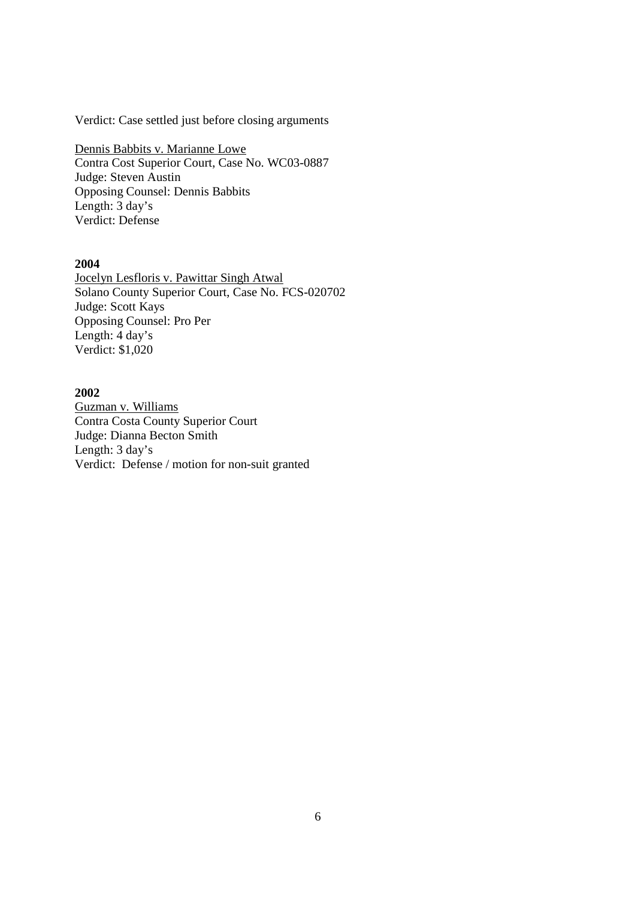Verdict: Case settled just before closing arguments

<u>Dennis Babbits v. Marianne Lowe</u>
Contra Cost Superior Court, Case No. WC03-0887
Judge: Steven Austin
Opposing Counsel: Dennis Babbits
Length: 3 day's
Verdict: Defense

**2004**

<u>Jocelyn Lesfloris v. Pawittar Singh Atwal</u>
Solano County Superior Court, Case No. FCS-020702
Judge: Scott Kays
Opposing Counsel: Pro Per
Length: 4 day's
Verdict: $1,020

**2002**

<u>Guzman v. Williams</u>
Contra Costa County Superior Court
Judge: Dianna Becton Smith
Length: 3 day's
Verdict: Defense / motion for non-suit granted